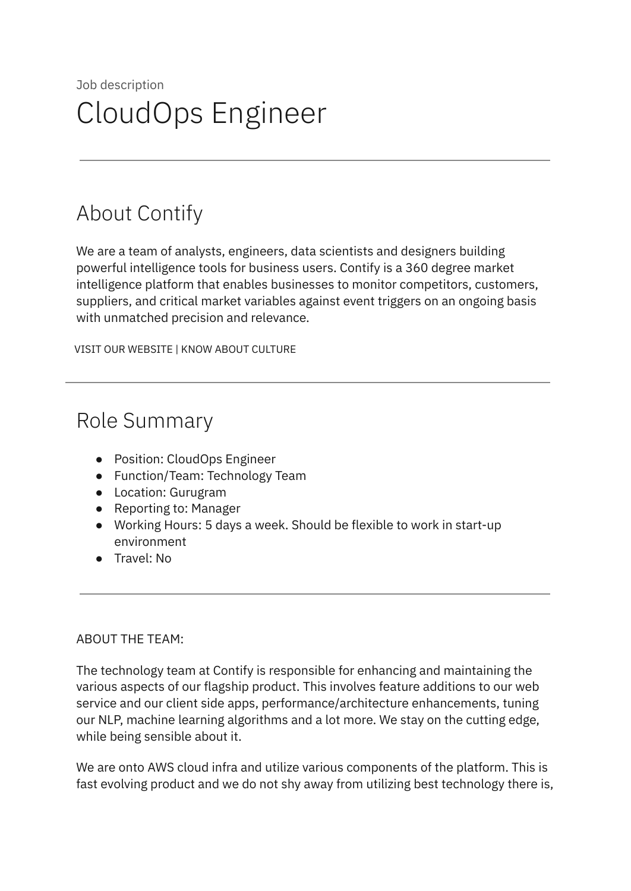Job description

# CloudOps Engineer

---

## About Contify

We are a team of analysts, engineers, data scientists and designers building powerful intelligence tools for business users. Contify is a 360 degree market intelligence platform that enables businesses to monitor competitors, customers, suppliers, and critical market variables against event triggers on an ongoing basis with unmatched precision and relevance.

VISIT OUR WEBSITE | KNOW ABOUT CULTURE

---

## Role Summary

- Position: CloudOps Engineer
- Function/Team: Technology Team
- Location: Gurugram
- Reporting to: Manager
- Working Hours: 5 days a week. Should be flexible to work in start-up environment
- Travel: No

---

ABOUT THE TEAM:

The technology team at Contify is responsible for enhancing and maintaining the various aspects of our flagship product. This involves feature additions to our web service and our client side apps, performance/architecture enhancements, tuning our NLP, machine learning algorithms and a lot more. We stay on the cutting edge, while being sensible about it.

We are onto AWS cloud infra and utilize various components of the platform. This is fast evolving product and we do not shy away from utilizing best technology there is,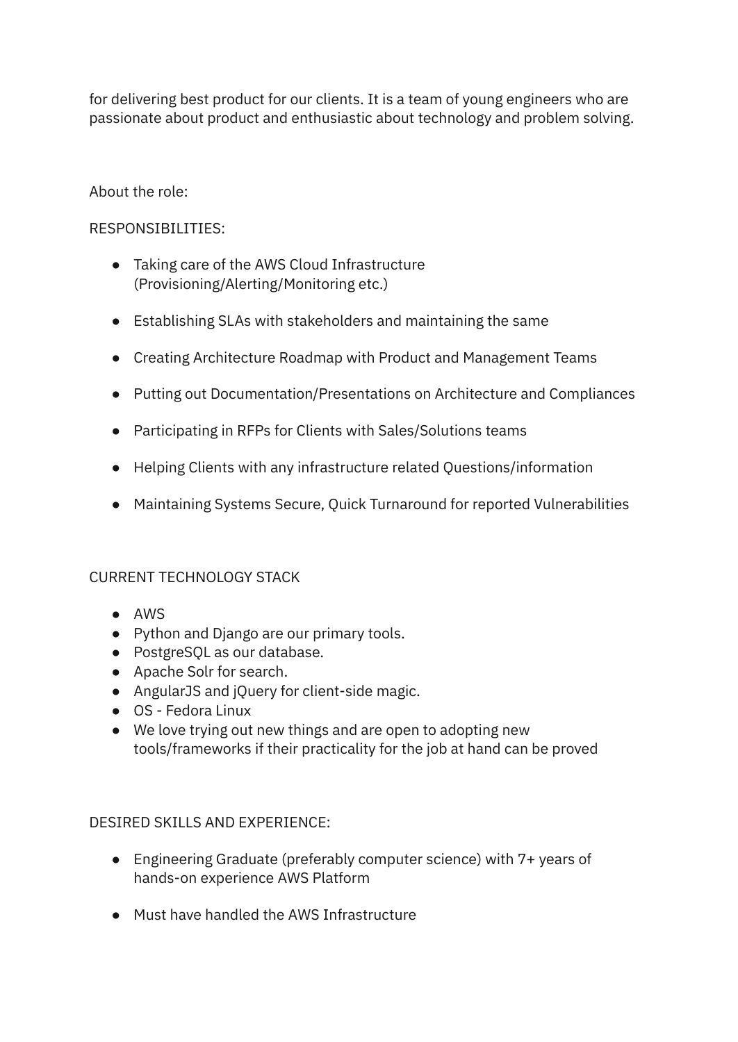for delivering best product for our clients. It is a team of young engineers who are passionate about product and enthusiastic about technology and problem solving.

About the role:

RESPONSIBILITIES:

- Taking care of the AWS Cloud Infrastructure (Provisioning/Alerting/Monitoring etc.)
- Establishing SLAs with stakeholders and maintaining the same
- Creating Architecture Roadmap with Product and Management Teams
- Putting out Documentation/Presentations on Architecture and Compliances
- Participating in RFPs for Clients with Sales/Solutions teams
- Helping Clients with any infrastructure related Questions/information
- Maintaining Systems Secure, Quick Turnaround for reported Vulnerabilities

CURRENT TECHNOLOGY STACK

- AWS
- Python and Django are our primary tools.
- PostgreSQL as our database.
- Apache Solr for search.
- AngularJS and jQuery for client-side magic.
- OS - Fedora Linux
- We love trying out new things and are open to adopting new tools/frameworks if their practicality for the job at hand can be proved

DESIRED SKILLS AND EXPERIENCE:

- Engineering Graduate (preferably computer science) with 7+ years of hands-on experience AWS Platform
- Must have handled the AWS Infrastructure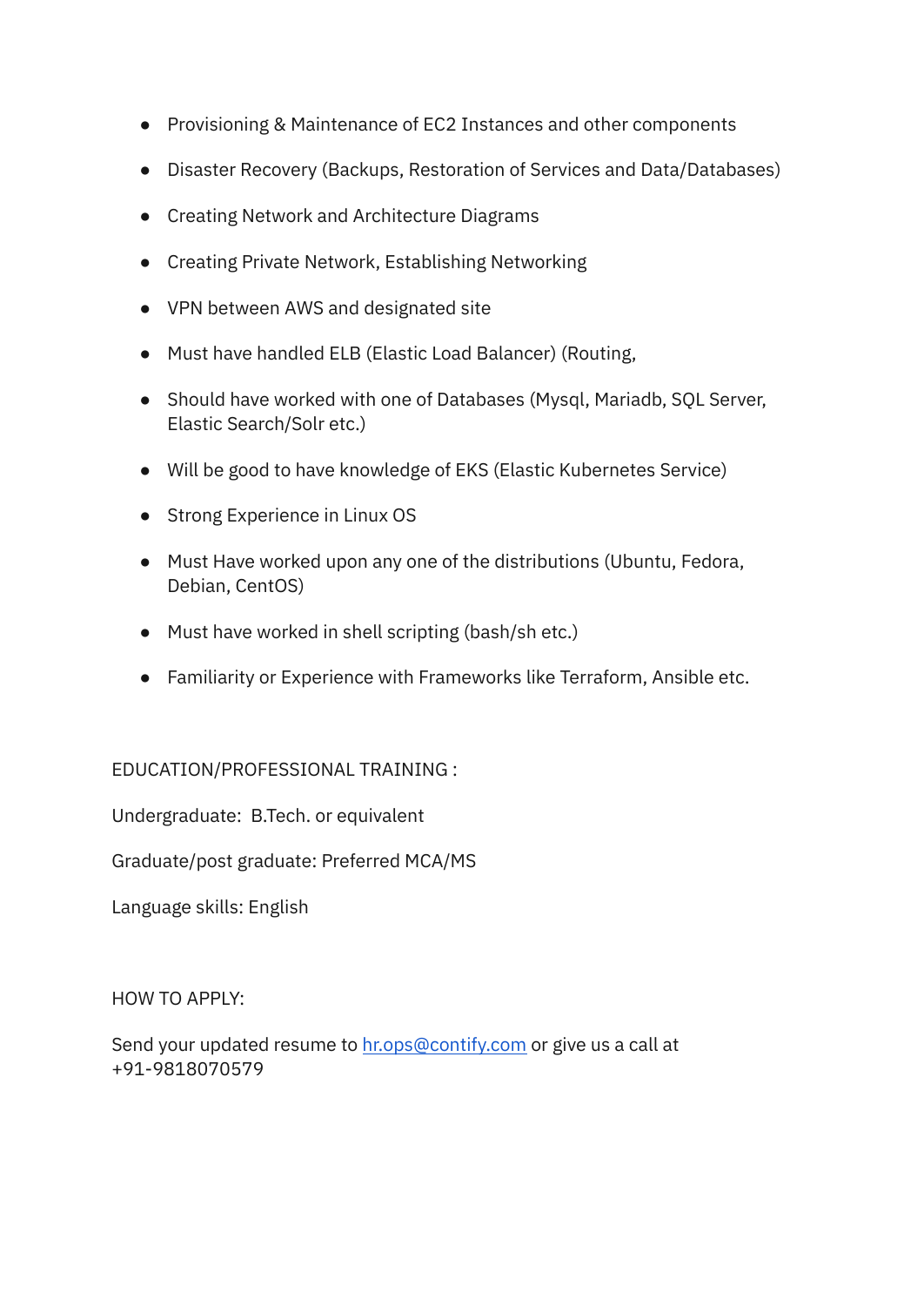- Provisioning & Maintenance of EC2 Instances and other components
- Disaster Recovery (Backups, Restoration of Services and Data/Databases)
- Creating Network and Architecture Diagrams
- Creating Private Network, Establishing Networking
- VPN between AWS and designated site
- Must have handled ELB (Elastic Load Balancer) (Routing,
- Should have worked with one of Databases (Mysql, Mariadb, SQL Server, Elastic Search/Solr etc.)
- Will be good to have knowledge of EKS (Elastic Kubernetes Service)
- Strong Experience in Linux OS
- Must Have worked upon any one of the distributions (Ubuntu, Fedora, Debian, CentOS)
- Must have worked in shell scripting (bash/sh etc.)
- Familiarity or Experience with Frameworks like Terraform, Ansible etc.

EDUCATION/PROFESSIONAL TRAINING :

Undergraduate: B.Tech. or equivalent

Graduate/post graduate: Preferred MCA/MS

Language skills: English

HOW TO APPLY:

Send your updated resume to [hr.ops@contify.com](mailto:hr.ops@contify.com) or give us a call at +91-9818070579